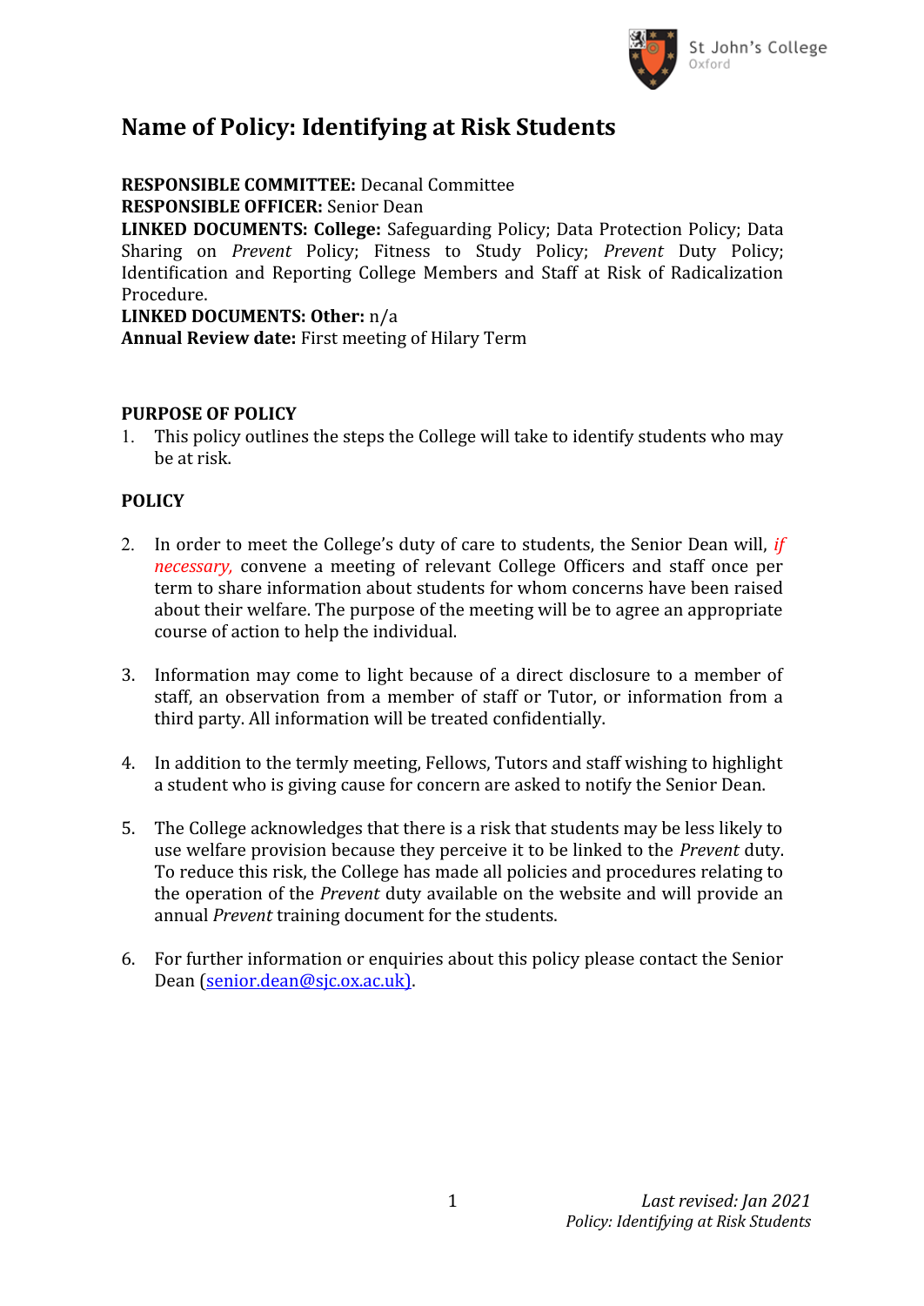# Name of Policy: Identifying at Risk Students

**RESPONSIBLE COMMITTEE:** Decanal Committee
**RESPONSIBLE OFFICER:** Senior Dean
**LINKED DOCUMENTS: College:** Safeguarding Policy; Data Protection Policy; Data Sharing on *Prevent* Policy; Fitness to Study Policy; *Prevent* Duty Policy; Identification and Reporting College Members and Staff at Risk of Radicalization Procedure.
**LINKED DOCUMENTS: Other:** n/a
**Annual Review date:** First meeting of Hilary Term

## PURPOSE OF POLICY

1. This policy outlines the steps the College will take to identify students who may be at risk.

## POLICY

2. In order to meet the College's duty of care to students, the Senior Dean will, *if necessary,* convene a meeting of relevant College Officers and staff once per term to share information about students for whom concerns have been raised about their welfare. The purpose of the meeting will be to agree an appropriate course of action to help the individual.

3. Information may come to light because of a direct disclosure to a member of staff, an observation from a member of staff or Tutor, or information from a third party. All information will be treated confidentially.

4. In addition to the termly meeting, Fellows, Tutors and staff wishing to highlight a student who is giving cause for concern are asked to notify the Senior Dean.

5. The College acknowledges that there is a risk that students may be less likely to use welfare provision because they perceive it to be linked to the *Prevent* duty. To reduce this risk, the College has made all policies and procedures relating to the operation of the *Prevent* duty available on the website and will provide an annual *Prevent* training document for the students.

6. For further information or enquiries about this policy please contact the Senior Dean (senior.dean@sjc.ox.ac.uk).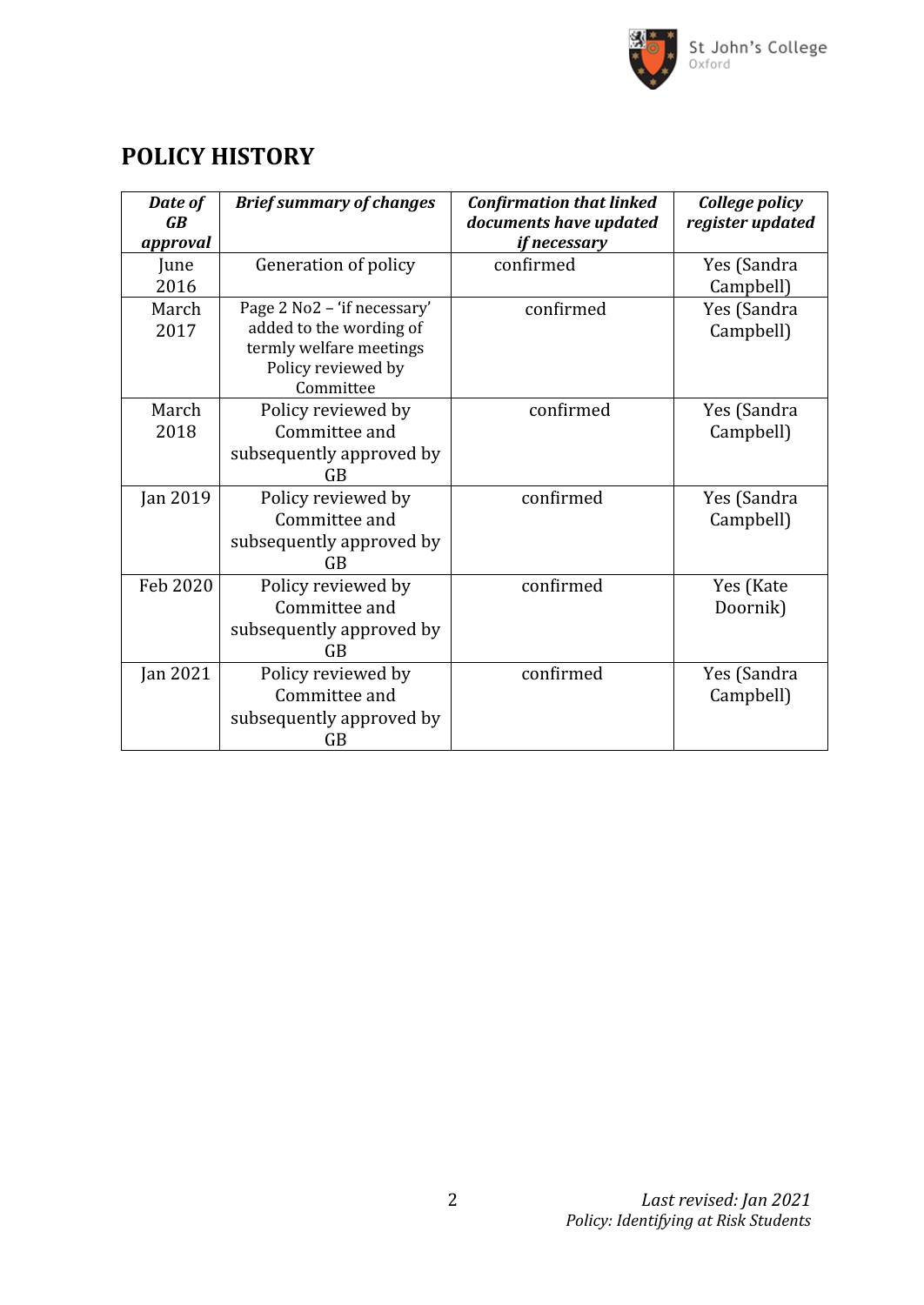## POLICY HISTORY

| ***Date of GB approval*** | ***Brief summary of changes*** | ***Confirmation that linked documents have updated if necessary*** | ***College policy register updated*** |
|---|---|---|---|
| June 2016 | Generation of policy | confirmed | Yes (Sandra Campbell) |
| March 2017 | Page 2 No2 – 'if necessary' added to the wording of termly welfare meetings Policy reviewed by Committee | confirmed | Yes (Sandra Campbell) |
| March 2018 | Policy reviewed by Committee and subsequently approved by GB | confirmed | Yes (Sandra Campbell) |
| Jan 2019 | Policy reviewed by Committee and subsequently approved by GB | confirmed | Yes (Sandra Campbell) |
| Feb 2020 | Policy reviewed by Committee and subsequently approved by GB | confirmed | Yes (Kate Doornik) |
| Jan 2021 | Policy reviewed by Committee and subsequently approved by GB | confirmed | Yes (Sandra Campbell) |